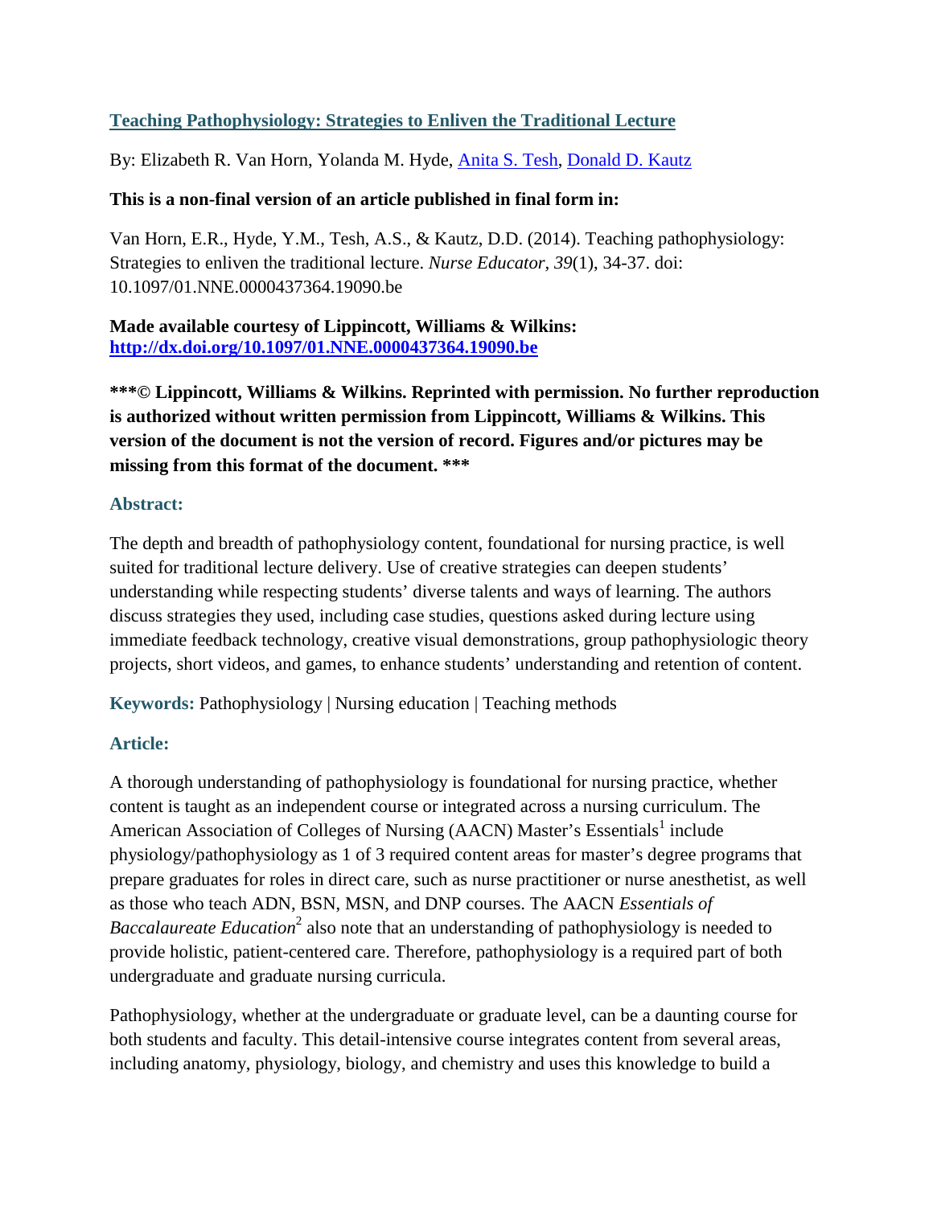# [Teaching Pathophysiology: Strategies to Enliven the Traditional Lecture](#)

By: Elizabeth R. Van Horn, Yolanda M. Hyde, [Anita S. Tesh](#), [Donald D. Kautz](#)

**This is a non-final version of an article published in final form in:**

Van Horn, E.R., Hyde, Y.M., Tesh, A.S., & Kautz, D.D. (2014). Teaching pathophysiology: Strategies to enliven the traditional lecture. *Nurse Educator*, *39*(1), 34-37. doi: 10.1097/01.NNE.0000437364.19090.be

**Made available courtesy of Lippincott, Williams & Wilkins:**
**[http://dx.doi.org/10.1097/01.NNE.0000437364.19090.be](http://dx.doi.org/10.1097/01.NNE.0000437364.19090.be)**

**\*\*\*© Lippincott, Williams & Wilkins. Reprinted with permission. No further reproduction is authorized without written permission from Lippincott, Williams & Wilkins. This version of the document is not the version of record. Figures and/or pictures may be missing from this format of the document. \*\*\***

## Abstract:

The depth and breadth of pathophysiology content, foundational for nursing practice, is well suited for traditional lecture delivery. Use of creative strategies can deepen students' understanding while respecting students' diverse talents and ways of learning. The authors discuss strategies they used, including case studies, questions asked during lecture using immediate feedback technology, creative visual demonstrations, group pathophysiologic theory projects, short videos, and games, to enhance students' understanding and retention of content.

**Keywords:** Pathophysiology | Nursing education | Teaching methods

## Article:

A thorough understanding of pathophysiology is foundational for nursing practice, whether content is taught as an independent course or integrated across a nursing curriculum. The American Association of Colleges of Nursing (AACN) Master's Essentials[1] include physiology/pathophysiology as 1 of 3 required content areas for master's degree programs that prepare graduates for roles in direct care, such as nurse practitioner or nurse anesthetist, as well as those who teach ADN, BSN, MSN, and DNP courses. The AACN *Essentials of Baccalaureate Education*[2] also note that an understanding of pathophysiology is needed to provide holistic, patient-centered care. Therefore, pathophysiology is a required part of both undergraduate and graduate nursing curricula.

Pathophysiology, whether at the undergraduate or graduate level, can be a daunting course for both students and faculty. This detail-intensive course integrates content from several areas, including anatomy, physiology, biology, and chemistry and uses this knowledge to build a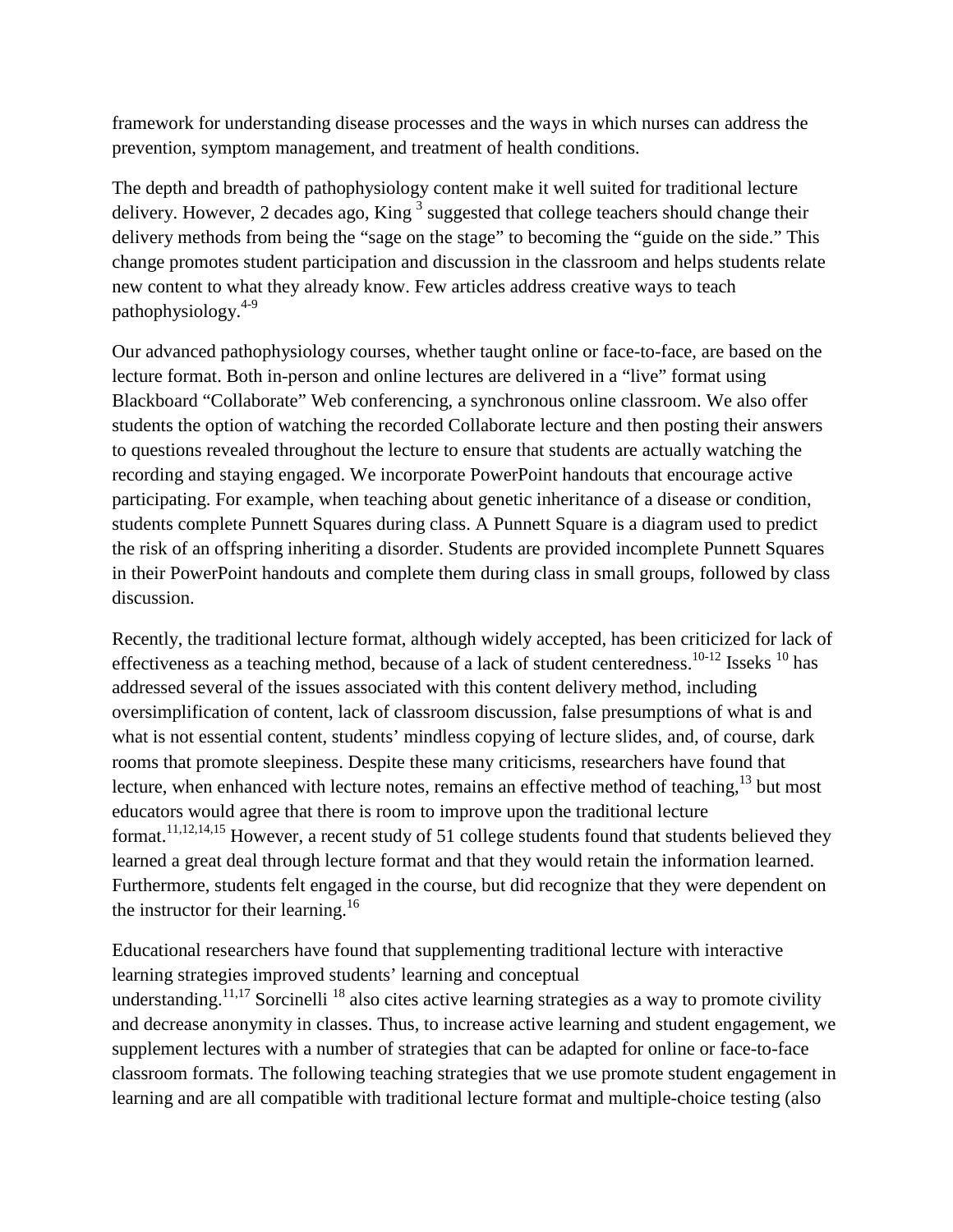framework for understanding disease processes and the ways in which nurses can address the prevention, symptom management, and treatment of health conditions.

The depth and breadth of pathophysiology content make it well suited for traditional lecture delivery. However, 2 decades ago, King [3] suggested that college teachers should change their delivery methods from being the "sage on the stage" to becoming the "guide on the side." This change promotes student participation and discussion in the classroom and helps students relate new content to what they already know. Few articles address creative ways to teach pathophysiology.[4-9]

Our advanced pathophysiology courses, whether taught online or face-to-face, are based on the lecture format. Both in-person and online lectures are delivered in a "live" format using Blackboard "Collaborate" Web conferencing, a synchronous online classroom. We also offer students the option of watching the recorded Collaborate lecture and then posting their answers to questions revealed throughout the lecture to ensure that students are actually watching the recording and staying engaged. We incorporate PowerPoint handouts that encourage active participating. For example, when teaching about genetic inheritance of a disease or condition, students complete Punnett Squares during class. A Punnett Square is a diagram used to predict the risk of an offspring inheriting a disorder. Students are provided incomplete Punnett Squares in their PowerPoint handouts and complete them during class in small groups, followed by class discussion.

Recently, the traditional lecture format, although widely accepted, has been criticized for lack of effectiveness as a teaching method, because of a lack of student centeredness.[10-12] Isseks [10] has addressed several of the issues associated with this content delivery method, including oversimplification of content, lack of classroom discussion, false presumptions of what is and what is not essential content, students' mindless copying of lecture slides, and, of course, dark rooms that promote sleepiness. Despite these many criticisms, researchers have found that lecture, when enhanced with lecture notes, remains an effective method of teaching,[13] but most educators would agree that there is room to improve upon the traditional lecture format.[11,12,14,15] However, a recent study of 51 college students found that students believed they learned a great deal through lecture format and that they would retain the information learned. Furthermore, students felt engaged in the course, but did recognize that they were dependent on the instructor for their learning.[16]

Educational researchers have found that supplementing traditional lecture with interactive learning strategies improved students' learning and conceptual understanding.[11,17] Sorcinelli [18] also cites active learning strategies as a way to promote civility and decrease anonymity in classes. Thus, to increase active learning and student engagement, we supplement lectures with a number of strategies that can be adapted for online or face-to-face classroom formats. The following teaching strategies that we use promote student engagement in learning and are all compatible with traditional lecture format and multiple-choice testing (also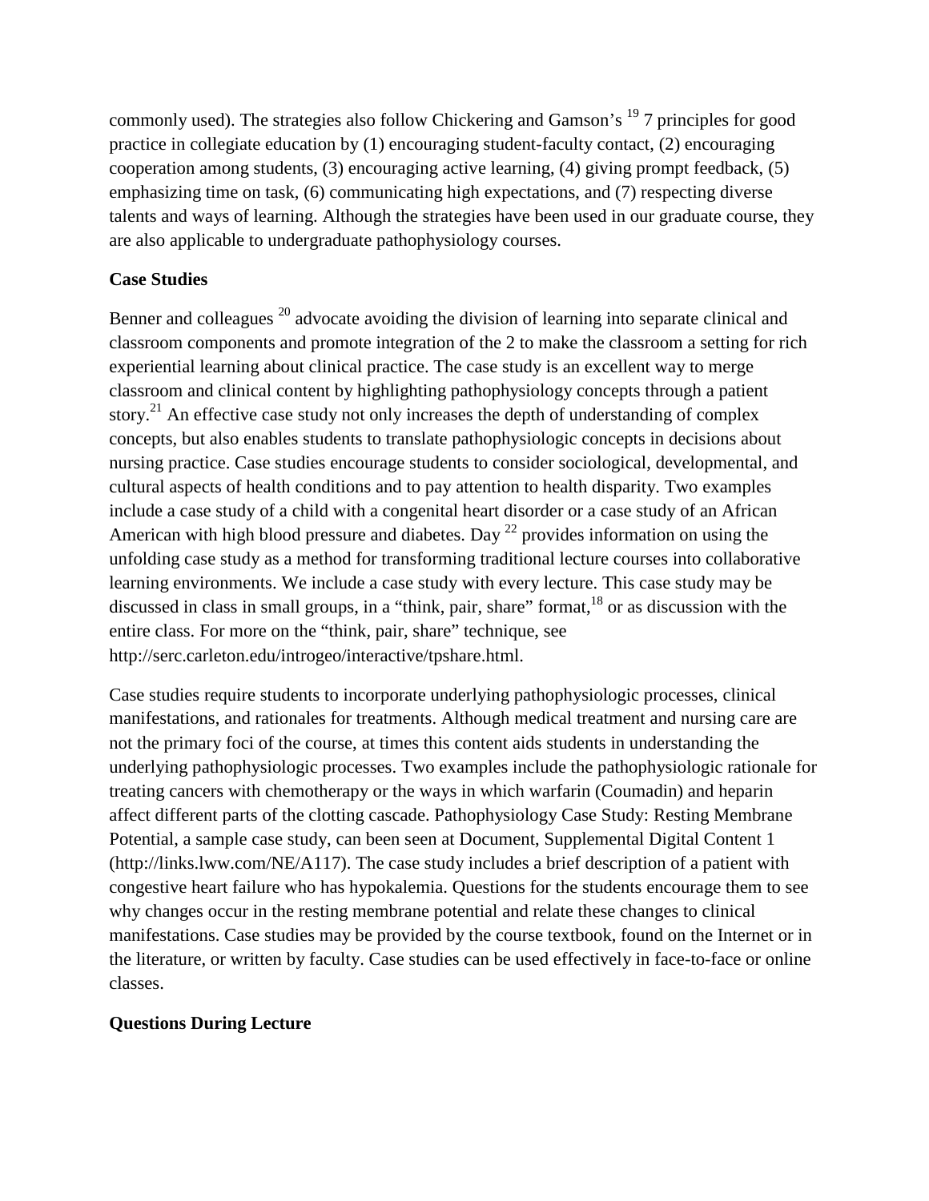commonly used). The strategies also follow Chickering and Gamson's [19] 7 principles for good practice in collegiate education by (1) encouraging student-faculty contact, (2) encouraging cooperation among students, (3) encouraging active learning, (4) giving prompt feedback, (5) emphasizing time on task, (6) communicating high expectations, and (7) respecting diverse talents and ways of learning. Although the strategies have been used in our graduate course, they are also applicable to undergraduate pathophysiology courses.

**Case Studies**

Benner and colleagues [20] advocate avoiding the division of learning into separate clinical and classroom components and promote integration of the 2 to make the classroom a setting for rich experiential learning about clinical practice. The case study is an excellent way to merge classroom and clinical content by highlighting pathophysiology concepts through a patient story.[21] An effective case study not only increases the depth of understanding of complex concepts, but also enables students to translate pathophysiologic concepts in decisions about nursing practice. Case studies encourage students to consider sociological, developmental, and cultural aspects of health conditions and to pay attention to health disparity. Two examples include a case study of a child with a congenital heart disorder or a case study of an African American with high blood pressure and diabetes. Day [22] provides information on using the unfolding case study as a method for transforming traditional lecture courses into collaborative learning environments. We include a case study with every lecture. This case study may be discussed in class in small groups, in a "think, pair, share" format,[18] or as discussion with the entire class. For more on the "think, pair, share" technique, see http://serc.carleton.edu/introgeo/interactive/tpshare.html.

Case studies require students to incorporate underlying pathophysiologic processes, clinical manifestations, and rationales for treatments. Although medical treatment and nursing care are not the primary foci of the course, at times this content aids students in understanding the underlying pathophysiologic processes. Two examples include the pathophysiologic rationale for treating cancers with chemotherapy or the ways in which warfarin (Coumadin) and heparin affect different parts of the clotting cascade. Pathophysiology Case Study: Resting Membrane Potential, a sample case study, can been seen at Document, Supplemental Digital Content 1 (http://links.lww.com/NE/A117). The case study includes a brief description of a patient with congestive heart failure who has hypokalemia. Questions for the students encourage them to see why changes occur in the resting membrane potential and relate these changes to clinical manifestations. Case studies may be provided by the course textbook, found on the Internet or in the literature, or written by faculty. Case studies can be used effectively in face-to-face or online classes.

**Questions During Lecture**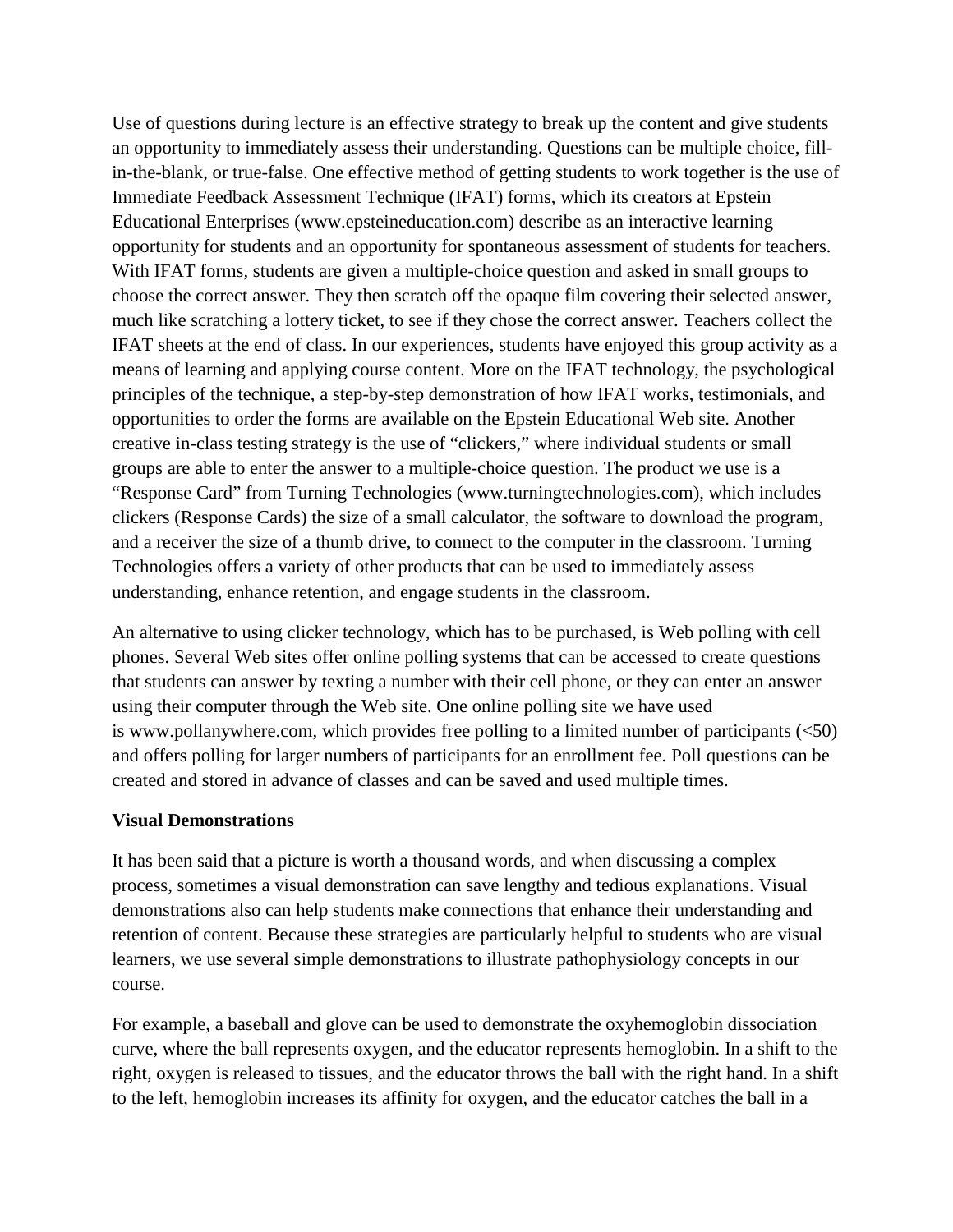Use of questions during lecture is an effective strategy to break up the content and give students an opportunity to immediately assess their understanding. Questions can be multiple choice, fill-in-the-blank, or true-false. One effective method of getting students to work together is the use of Immediate Feedback Assessment Technique (IFAT) forms, which its creators at Epstein Educational Enterprises (www.epsteineducation.com) describe as an interactive learning opportunity for students and an opportunity for spontaneous assessment of students for teachers. With IFAT forms, students are given a multiple-choice question and asked in small groups to choose the correct answer. They then scratch off the opaque film covering their selected answer, much like scratching a lottery ticket, to see if they chose the correct answer. Teachers collect the IFAT sheets at the end of class. In our experiences, students have enjoyed this group activity as a means of learning and applying course content. More on the IFAT technology, the psychological principles of the technique, a step-by-step demonstration of how IFAT works, testimonials, and opportunities to order the forms are available on the Epstein Educational Web site. Another creative in-class testing strategy is the use of "clickers," where individual students or small groups are able to enter the answer to a multiple-choice question. The product we use is a "Response Card" from Turning Technologies (www.turningtechnologies.com), which includes clickers (Response Cards) the size of a small calculator, the software to download the program, and a receiver the size of a thumb drive, to connect to the computer in the classroom. Turning Technologies offers a variety of other products that can be used to immediately assess understanding, enhance retention, and engage students in the classroom.

An alternative to using clicker technology, which has to be purchased, is Web polling with cell phones. Several Web sites offer online polling systems that can be accessed to create questions that students can answer by texting a number with their cell phone, or they can enter an answer using their computer through the Web site. One online polling site we have used is www.pollanywhere.com, which provides free polling to a limited number of participants (<50) and offers polling for larger numbers of participants for an enrollment fee. Poll questions can be created and stored in advance of classes and can be saved and used multiple times.

**Visual Demonstrations**

It has been said that a picture is worth a thousand words, and when discussing a complex process, sometimes a visual demonstration can save lengthy and tedious explanations. Visual demonstrations also can help students make connections that enhance their understanding and retention of content. Because these strategies are particularly helpful to students who are visual learners, we use several simple demonstrations to illustrate pathophysiology concepts in our course.

For example, a baseball and glove can be used to demonstrate the oxyhemoglobin dissociation curve, where the ball represents oxygen, and the educator represents hemoglobin. In a shift to the right, oxygen is released to tissues, and the educator throws the ball with the right hand. In a shift to the left, hemoglobin increases its affinity for oxygen, and the educator catches the ball in a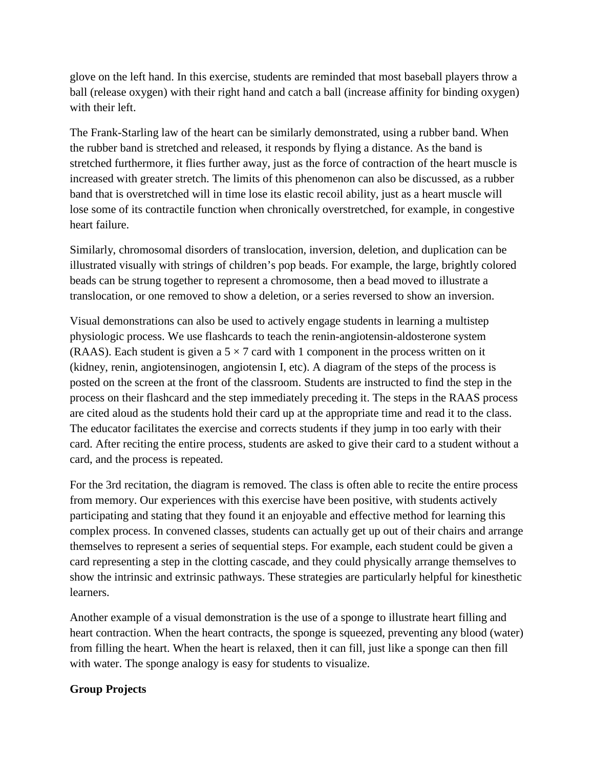glove on the left hand. In this exercise, students are reminded that most baseball players throw a ball (release oxygen) with their right hand and catch a ball (increase affinity for binding oxygen) with their left.

The Frank-Starling law of the heart can be similarly demonstrated, using a rubber band. When the rubber band is stretched and released, it responds by flying a distance. As the band is stretched furthermore, it flies further away, just as the force of contraction of the heart muscle is increased with greater stretch. The limits of this phenomenon can also be discussed, as a rubber band that is overstretched will in time lose its elastic recoil ability, just as a heart muscle will lose some of its contractile function when chronically overstretched, for example, in congestive heart failure.

Similarly, chromosomal disorders of translocation, inversion, deletion, and duplication can be illustrated visually with strings of children's pop beads. For example, the large, brightly colored beads can be strung together to represent a chromosome, then a bead moved to illustrate a translocation, or one removed to show a deletion, or a series reversed to show an inversion.

Visual demonstrations can also be used to actively engage students in learning a multistep physiologic process. We use flashcards to teach the renin-angiotensin-aldosterone system (RAAS). Each student is given a $5 \times 7$ card with 1 component in the process written on it (kidney, renin, angiotensinogen, angiotensin I, etc). A diagram of the steps of the process is posted on the screen at the front of the classroom. Students are instructed to find the step in the process on their flashcard and the step immediately preceding it. The steps in the RAAS process are cited aloud as the students hold their card up at the appropriate time and read it to the class. The educator facilitates the exercise and corrects students if they jump in too early with their card. After reciting the entire process, students are asked to give their card to a student without a card, and the process is repeated.

For the 3rd recitation, the diagram is removed. The class is often able to recite the entire process from memory. Our experiences with this exercise have been positive, with students actively participating and stating that they found it an enjoyable and effective method for learning this complex process. In convened classes, students can actually get up out of their chairs and arrange themselves to represent a series of sequential steps. For example, each student could be given a card representing a step in the clotting cascade, and they could physically arrange themselves to show the intrinsic and extrinsic pathways. These strategies are particularly helpful for kinesthetic learners.

Another example of a visual demonstration is the use of a sponge to illustrate heart filling and heart contraction. When the heart contracts, the sponge is squeezed, preventing any blood (water) from filling the heart. When the heart is relaxed, then it can fill, just like a sponge can then fill with water. The sponge analogy is easy for students to visualize.

**Group Projects**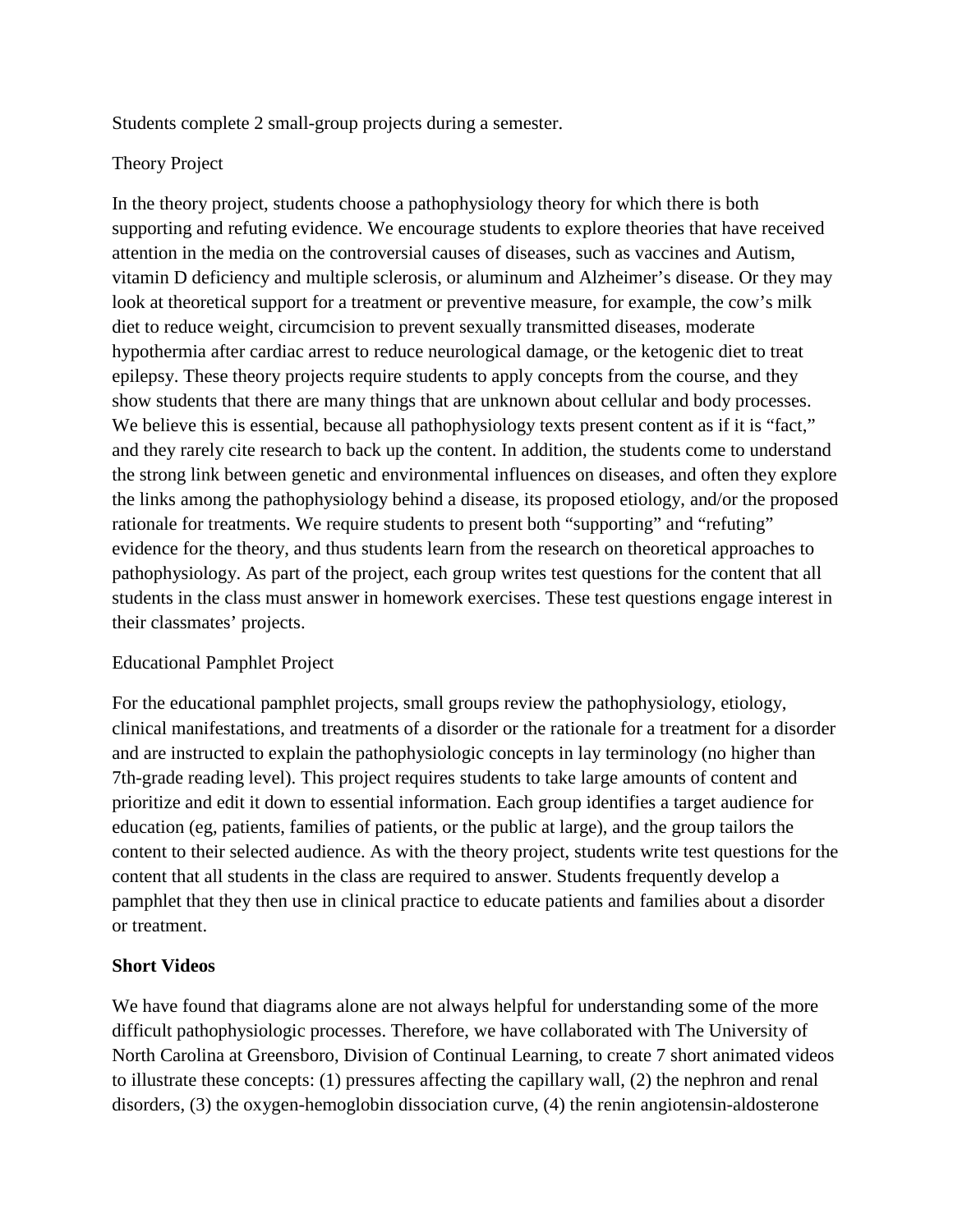Students complete 2 small-group projects during a semester.

Theory Project

In the theory project, students choose a pathophysiology theory for which there is both supporting and refuting evidence. We encourage students to explore theories that have received attention in the media on the controversial causes of diseases, such as vaccines and Autism, vitamin D deficiency and multiple sclerosis, or aluminum and Alzheimer's disease. Or they may look at theoretical support for a treatment or preventive measure, for example, the cow's milk diet to reduce weight, circumcision to prevent sexually transmitted diseases, moderate hypothermia after cardiac arrest to reduce neurological damage, or the ketogenic diet to treat epilepsy. These theory projects require students to apply concepts from the course, and they show students that there are many things that are unknown about cellular and body processes. We believe this is essential, because all pathophysiology texts present content as if it is "fact," and they rarely cite research to back up the content. In addition, the students come to understand the strong link between genetic and environmental influences on diseases, and often they explore the links among the pathophysiology behind a disease, its proposed etiology, and/or the proposed rationale for treatments. We require students to present both "supporting" and "refuting" evidence for the theory, and thus students learn from the research on theoretical approaches to pathophysiology. As part of the project, each group writes test questions for the content that all students in the class must answer in homework exercises. These test questions engage interest in their classmates' projects.

Educational Pamphlet Project

For the educational pamphlet projects, small groups review the pathophysiology, etiology, clinical manifestations, and treatments of a disorder or the rationale for a treatment for a disorder and are instructed to explain the pathophysiologic concepts in lay terminology (no higher than 7th-grade reading level). This project requires students to take large amounts of content and prioritize and edit it down to essential information. Each group identifies a target audience for education (eg, patients, families of patients, or the public at large), and the group tailors the content to their selected audience. As with the theory project, students write test questions for the content that all students in the class are required to answer. Students frequently develop a pamphlet that they then use in clinical practice to educate patients and families about a disorder or treatment.

**Short Videos**

We have found that diagrams alone are not always helpful for understanding some of the more difficult pathophysiologic processes. Therefore, we have collaborated with The University of North Carolina at Greensboro, Division of Continual Learning, to create 7 short animated videos to illustrate these concepts: (1) pressures affecting the capillary wall, (2) the nephron and renal disorders, (3) the oxygen-hemoglobin dissociation curve, (4) the renin angiotensin-aldosterone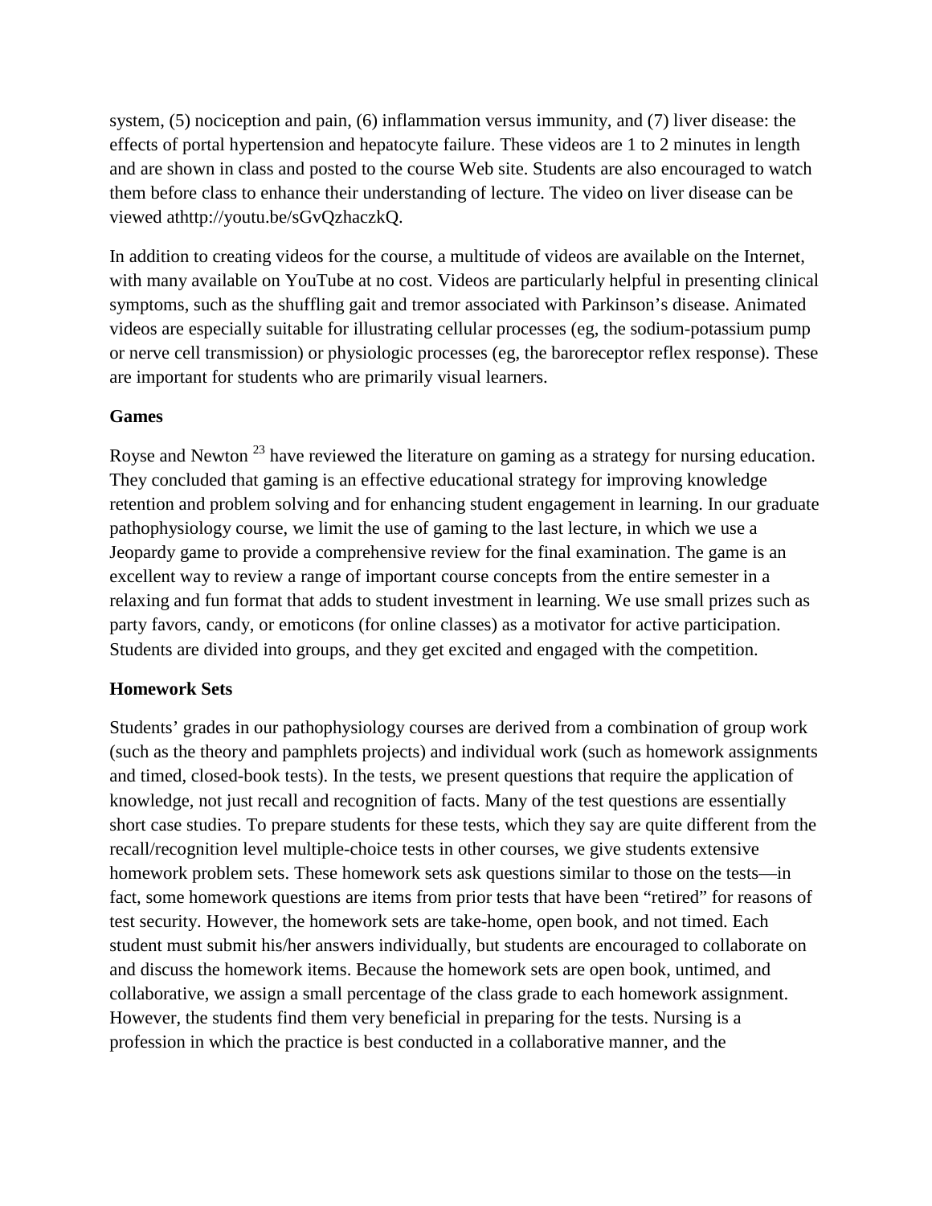system, (5) nociception and pain, (6) inflammation versus immunity, and (7) liver disease: the effects of portal hypertension and hepatocyte failure. These videos are 1 to 2 minutes in length and are shown in class and posted to the course Web site. Students are also encouraged to watch them before class to enhance their understanding of lecture. The video on liver disease can be viewed athttp://youtu.be/sGvQzhaczkQ.

In addition to creating videos for the course, a multitude of videos are available on the Internet, with many available on YouTube at no cost. Videos are particularly helpful in presenting clinical symptoms, such as the shuffling gait and tremor associated with Parkinson's disease. Animated videos are especially suitable for illustrating cellular processes (eg, the sodium-potassium pump or nerve cell transmission) or physiologic processes (eg, the baroreceptor reflex response). These are important for students who are primarily visual learners.

**Games**

Royse and Newton [23] have reviewed the literature on gaming as a strategy for nursing education. They concluded that gaming is an effective educational strategy for improving knowledge retention and problem solving and for enhancing student engagement in learning. In our graduate pathophysiology course, we limit the use of gaming to the last lecture, in which we use a Jeopardy game to provide a comprehensive review for the final examination. The game is an excellent way to review a range of important course concepts from the entire semester in a relaxing and fun format that adds to student investment in learning. We use small prizes such as party favors, candy, or emoticons (for online classes) as a motivator for active participation. Students are divided into groups, and they get excited and engaged with the competition.

**Homework Sets**

Students' grades in our pathophysiology courses are derived from a combination of group work (such as the theory and pamphlets projects) and individual work (such as homework assignments and timed, closed-book tests). In the tests, we present questions that require the application of knowledge, not just recall and recognition of facts. Many of the test questions are essentially short case studies. To prepare students for these tests, which they say are quite different from the recall/recognition level multiple-choice tests in other courses, we give students extensive homework problem sets. These homework sets ask questions similar to those on the tests—in fact, some homework questions are items from prior tests that have been "retired" for reasons of test security. However, the homework sets are take-home, open book, and not timed. Each student must submit his/her answers individually, but students are encouraged to collaborate on and discuss the homework items. Because the homework sets are open book, untimed, and collaborative, we assign a small percentage of the class grade to each homework assignment. However, the students find them very beneficial in preparing for the tests. Nursing is a profession in which the practice is best conducted in a collaborative manner, and the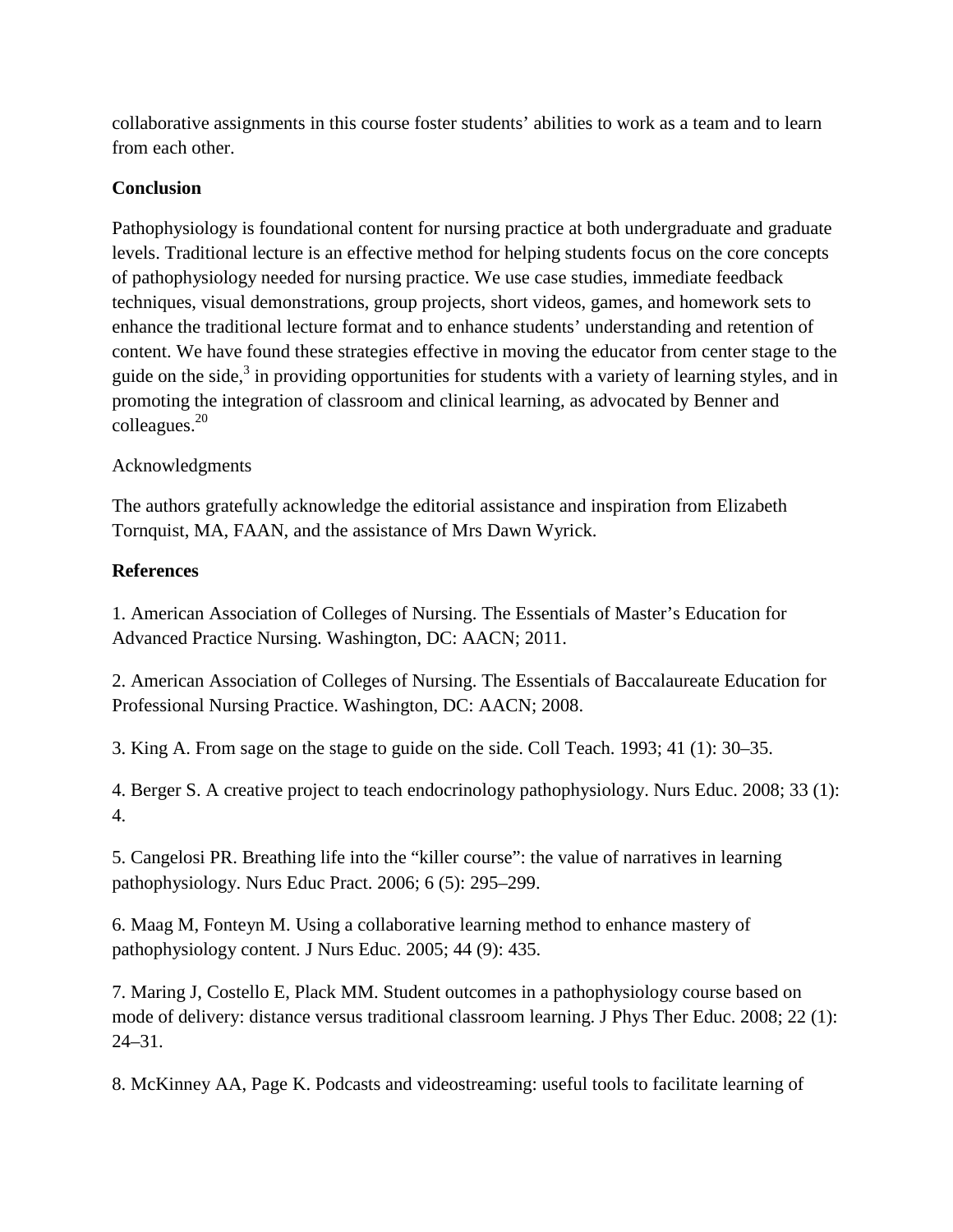collaborative assignments in this course foster students' abilities to work as a team and to learn from each other.

**Conclusion**

Pathophysiology is foundational content for nursing practice at both undergraduate and graduate levels. Traditional lecture is an effective method for helping students focus on the core concepts of pathophysiology needed for nursing practice. We use case studies, immediate feedback techniques, visual demonstrations, group projects, short videos, games, and homework sets to enhance the traditional lecture format and to enhance students' understanding and retention of content. We have found these strategies effective in moving the educator from center stage to the guide on the side,[3] in providing opportunities for students with a variety of learning styles, and in promoting the integration of classroom and clinical learning, as advocated by Benner and colleagues.[20]

Acknowledgments

The authors gratefully acknowledge the editorial assistance and inspiration from Elizabeth Tornquist, MA, FAAN, and the assistance of Mrs Dawn Wyrick.

**References**

1. American Association of Colleges of Nursing. The Essentials of Master's Education for Advanced Practice Nursing. Washington, DC: AACN; 2011.

2. American Association of Colleges of Nursing. The Essentials of Baccalaureate Education for Professional Nursing Practice. Washington, DC: AACN; 2008.

3. King A. From sage on the stage to guide on the side. Coll Teach. 1993; 41 (1): 30–35.

4. Berger S. A creative project to teach endocrinology pathophysiology. Nurs Educ. 2008; 33 (1): 4.

5. Cangelosi PR. Breathing life into the "killer course": the value of narratives in learning pathophysiology. Nurs Educ Pract. 2006; 6 (5): 295–299.

6. Maag M, Fonteyn M. Using a collaborative learning method to enhance mastery of pathophysiology content. J Nurs Educ. 2005; 44 (9): 435.

7. Maring J, Costello E, Plack MM. Student outcomes in a pathophysiology course based on mode of delivery: distance versus traditional classroom learning. J Phys Ther Educ. 2008; 22 (1): 24–31.

8. McKinney AA, Page K. Podcasts and videostreaming: useful tools to facilitate learning of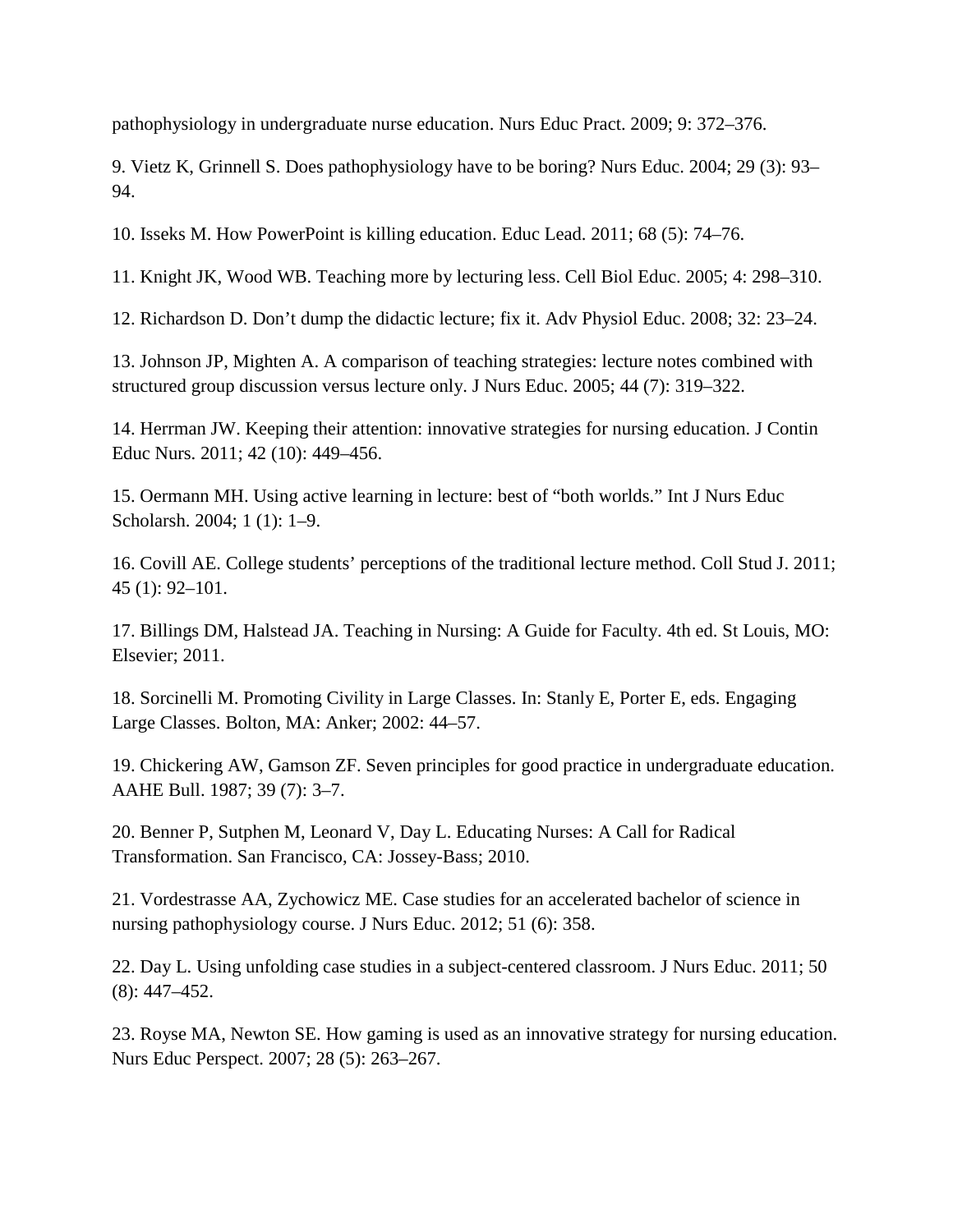pathophysiology in undergraduate nurse education. Nurs Educ Pract. 2009; 9: 372–376.

9. Vietz K, Grinnell S. Does pathophysiology have to be boring? Nurs Educ. 2004; 29 (3): 93–94.

10. Isseks M. How PowerPoint is killing education. Educ Lead. 2011; 68 (5): 74–76.

11. Knight JK, Wood WB. Teaching more by lecturing less. Cell Biol Educ. 2005; 4: 298–310.

12. Richardson D. Don't dump the didactic lecture; fix it. Adv Physiol Educ. 2008; 32: 23–24.

13. Johnson JP, Mighten A. A comparison of teaching strategies: lecture notes combined with structured group discussion versus lecture only. J Nurs Educ. 2005; 44 (7): 319–322.

14. Herrman JW. Keeping their attention: innovative strategies for nursing education. J Contin Educ Nurs. 2011; 42 (10): 449–456.

15. Oermann MH. Using active learning in lecture: best of "both worlds." Int J Nurs Educ Scholarsh. 2004; 1 (1): 1–9.

16. Covill AE. College students' perceptions of the traditional lecture method. Coll Stud J. 2011; 45 (1): 92–101.

17. Billings DM, Halstead JA. Teaching in Nursing: A Guide for Faculty. 4th ed. St Louis, MO: Elsevier; 2011.

18. Sorcinelli M. Promoting Civility in Large Classes. In: Stanly E, Porter E, eds. Engaging Large Classes. Bolton, MA: Anker; 2002: 44–57.

19. Chickering AW, Gamson ZF. Seven principles for good practice in undergraduate education. AAHE Bull. 1987; 39 (7): 3–7.

20. Benner P, Sutphen M, Leonard V, Day L. Educating Nurses: A Call for Radical Transformation. San Francisco, CA: Jossey-Bass; 2010.

21. Vordestrasse AA, Zychowicz ME. Case studies for an accelerated bachelor of science in nursing pathophysiology course. J Nurs Educ. 2012; 51 (6): 358.

22. Day L. Using unfolding case studies in a subject-centered classroom. J Nurs Educ. 2011; 50 (8): 447–452.

23. Royse MA, Newton SE. How gaming is used as an innovative strategy for nursing education. Nurs Educ Perspect. 2007; 28 (5): 263–267.